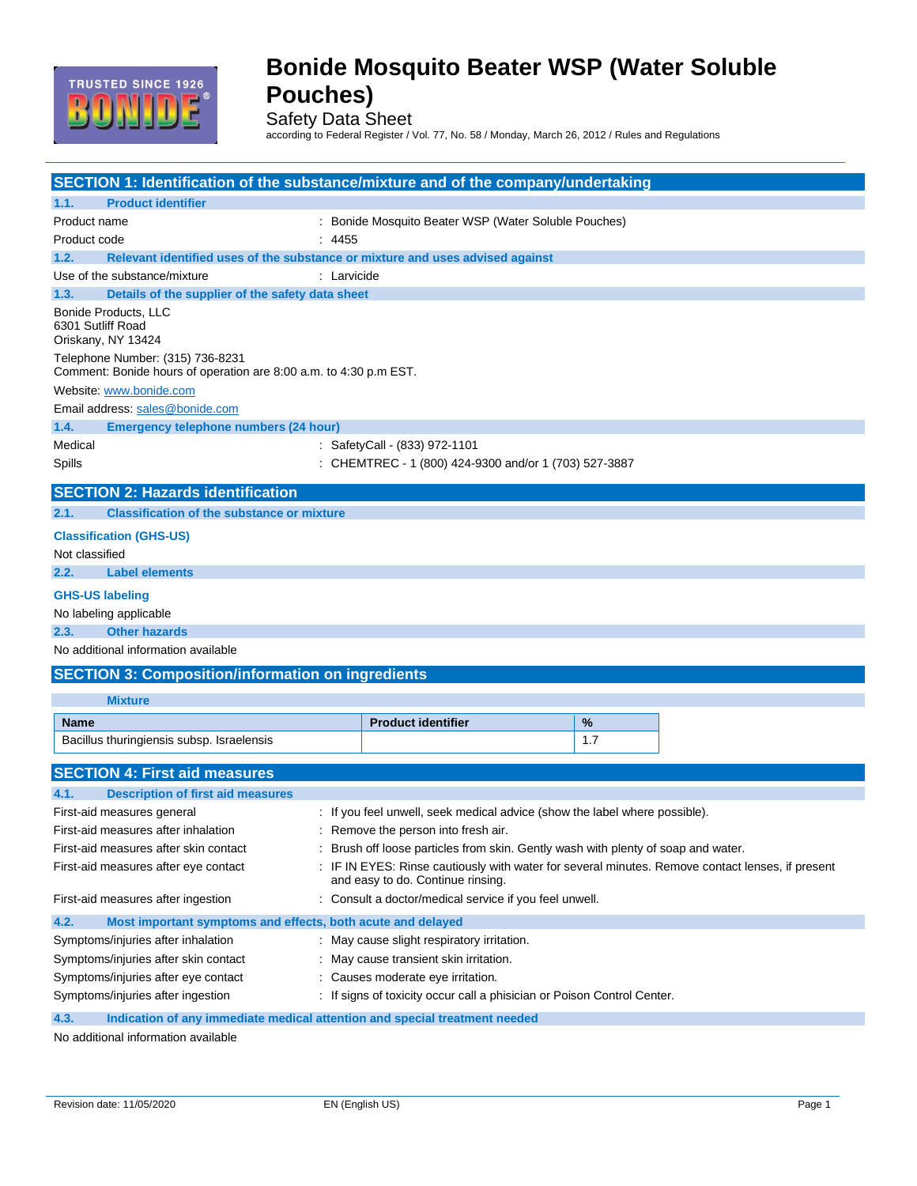# Bonide Mosquito Beater WSP (Water Soluble Pouches)

Safety Data Sheet

according to Federal Register / Vol. 77, No. 58 / Monday, March 26, 2012 / Rules and Regulations

## SECTION 1: Identification of the substance/mixture and of the company/undertaking

### 1.1. Product identifier

Product name : Bonide Mosquito Beater WSP (Water Soluble Pouches)

Product code : 4455

### 1.2. Relevant identified uses of the substance or mixture and uses advised against

Use of the substance/mixture : Larvicide

### 1.3. Details of the supplier of the safety data sheet

Bonide Products, LLC
6301 Sutliff Road
Oriskany, NY 13424

Telephone Number: (315) 736-8231
Comment: Bonide hours of operation are 8:00 a.m. to 4:30 p.m EST.

Website: www.bonide.com

Email address: sales@bonide.com

### 1.4. Emergency telephone numbers (24 hour)

Medical : SafetyCall - (833) 972-1101

Spills : CHEMTREC - 1 (800) 424-9300 and/or 1 (703) 527-3887

## SECTION 2: Hazards identification

### 2.1. Classification of the substance or mixture

**Classification (GHS-US)**

Not classified

### 2.2. Label elements

**GHS-US labeling**

No labeling applicable

### 2.3. Other hazards

No additional information available

## SECTION 3: Composition/information on ingredients

**Mixture**

| Name | Product identifier | % |
|---|---|---|
| Bacillus thuringiensis subsp. Israelensis | | 1.7 |

## SECTION 4: First aid measures

### 4.1. Description of first aid measures

First-aid measures general : If you feel unwell, seek medical advice (show the label where possible).

First-aid measures after inhalation : Remove the person into fresh air.

First-aid measures after skin contact : Brush off loose particles from skin. Gently wash with plenty of soap and water.

First-aid measures after eye contact : IF IN EYES: Rinse cautiously with water for several minutes. Remove contact lenses, if present and easy to do. Continue rinsing.

First-aid measures after ingestion : Consult a doctor/medical service if you feel unwell.

### 4.2. Most important symptoms and effects, both acute and delayed

Symptoms/injuries after inhalation : May cause slight respiratory irritation.

Symptoms/injuries after skin contact : May cause transient skin irritation.

Symptoms/injuries after eye contact : Causes moderate eye irritation.

Symptoms/injuries after ingestion : If signs of toxicity occur call a physician or Poison Control Center.

### 4.3. Indication of any immediate medical attention and special treatment needed

No additional information available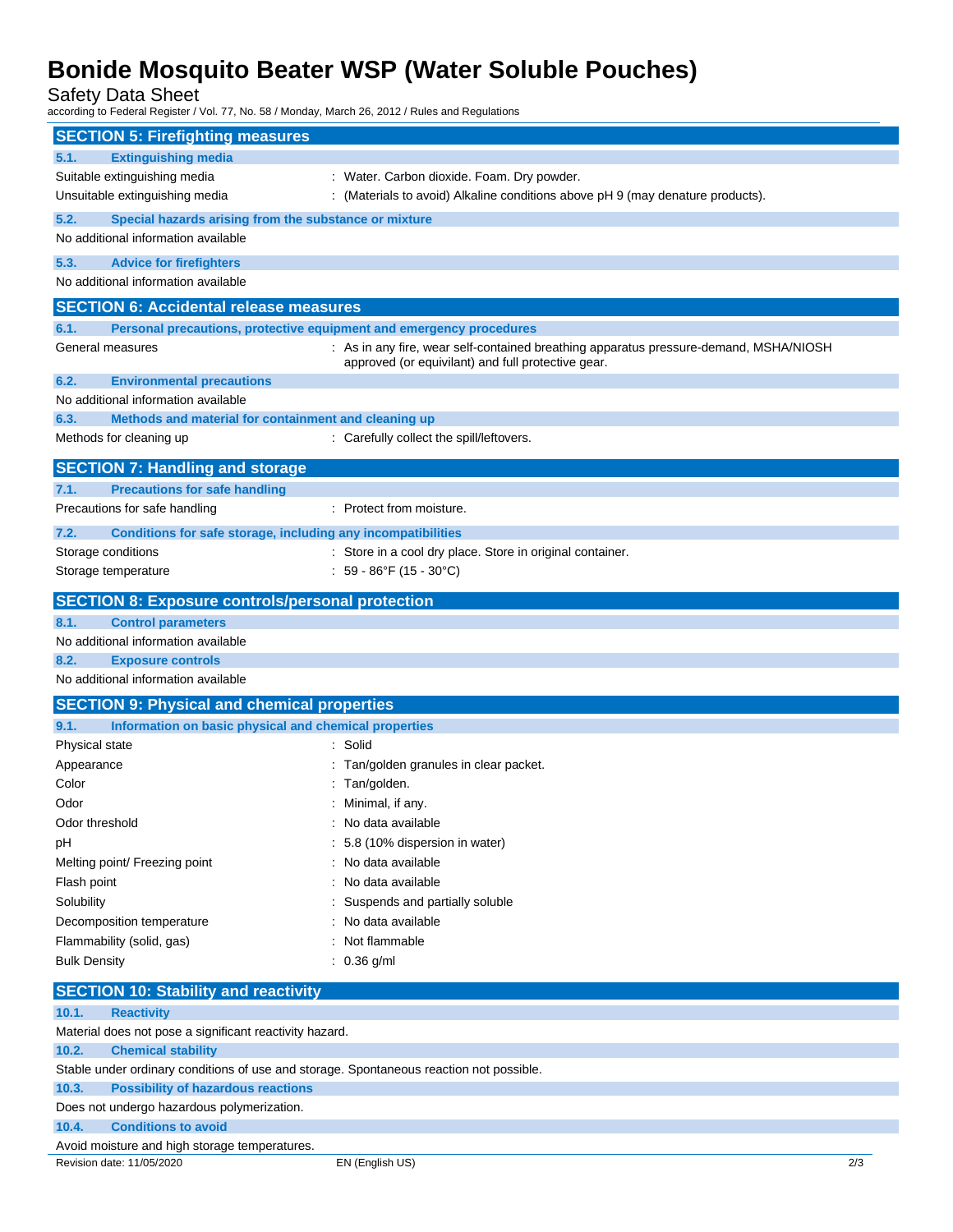## SECTION 5: Firefighting measures

### 5.1. Extinguishing media

Suitable extinguishing media : Water. Carbon dioxide. Foam. Dry powder.

Unsuitable extinguishing media : (Materials to avoid) Alkaline conditions above pH 9 (may denature products).

### 5.2. Special hazards arising from the substance or mixture

No additional information available

### 5.3. Advice for firefighters

No additional information available

## SECTION 6: Accidental release measures

### 6.1. Personal precautions, protective equipment and emergency procedures

General measures : As in any fire, wear self-contained breathing apparatus pressure-demand, MSHA/NIOSH approved (or equivilant) and full protective gear.

### 6.2. Environmental precautions

No additional information available

### 6.3. Methods and material for containment and cleaning up

Methods for cleaning up : Carefully collect the spill/leftovers.

## SECTION 7: Handling and storage

### 7.1. Precautions for safe handling

Precautions for safe handling : Protect from moisture.

### 7.2. Conditions for safe storage, including any incompatibilities

Storage conditions : Store in a cool dry place. Store in original container.

Storage temperature : 59 - 86°F (15 - 30°C)

## SECTION 8: Exposure controls/personal protection

### 8.1. Control parameters

No additional information available

### 8.2. Exposure controls

No additional information available

## SECTION 9: Physical and chemical properties

### 9.1. Information on basic physical and chemical properties

| Property | Value |
|---|---|
| Physical state | Solid |
| Appearance | Tan/golden granules in clear packet. |
| Color | Tan/golden. |
| Odor | Minimal, if any. |
| Odor threshold | No data available |
| pH | 5.8 (10% dispersion in water) |
| Melting point/ Freezing point | No data available |
| Flash point | No data available |
| Solubility | Suspends and partially soluble |
| Decomposition temperature | No data available |
| Flammability (solid, gas) | Not flammable |
| Bulk Density | 0.36 g/ml |

## SECTION 10: Stability and reactivity

### 10.1. Reactivity

Material does not pose a significant reactivity hazard.

### 10.2. Chemical stability

Stable under ordinary conditions of use and storage. Spontaneous reaction not possible.

### 10.3. Possibility of hazardous reactions

Does not undergo hazardous polymerization.

### 10.4. Conditions to avoid

Avoid moisture and high storage temperatures.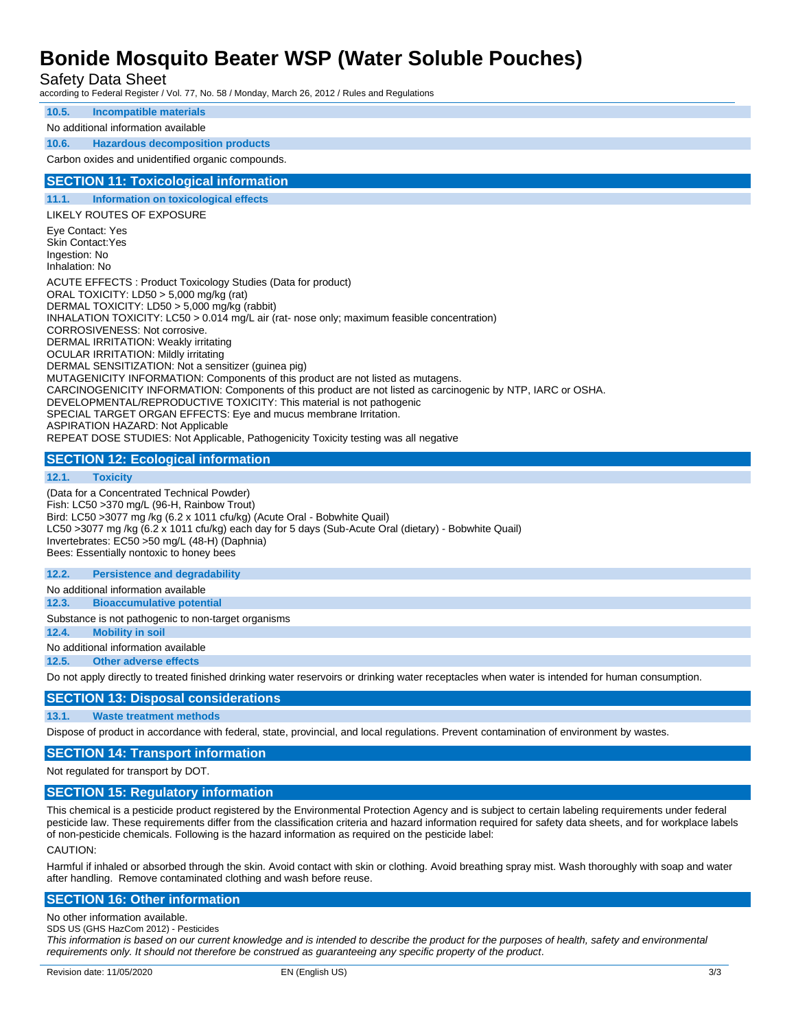### 10.5. Incompatible materials

No additional information available

### 10.6. Hazardous decomposition products

Carbon oxides and unidentified organic compounds.

## SECTION 11: Toxicological information

### 11.1. Information on toxicological effects

LIKELY ROUTES OF EXPOSURE

Eye Contact: Yes
Skin Contact:Yes
Ingestion: No
Inhalation: No

ACUTE EFFECTS : Product Toxicology Studies (Data for product)
ORAL TOXICITY: LD50 > 5,000 mg/kg (rat)
DERMAL TOXICITY: LD50 > 5,000 mg/kg (rabbit)
INHALATION TOXICITY: LC50 > 0.014 mg/L air (rat- nose only; maximum feasible concentration)
CORROSIVENESS: Not corrosive.
DERMAL IRRITATION: Weakly irritating
OCULAR IRRITATION: Mildly irritating
DERMAL SENSITIZATION: Not a sensitizer (guinea pig)
MUTAGENICITY INFORMATION: Components of this product are not listed as mutagens.
CARCINOGENICITY INFORMATION: Components of this product are not listed as carcinogenic by NTP, IARC or OSHA.
DEVELOPMENTAL/REPRODUCTIVE TOXICITY: This material is not pathogenic
SPECIAL TARGET ORGAN EFFECTS: Eye and mucus membrane Irritation.
ASPIRATION HAZARD: Not Applicable
REPEAT DOSE STUDIES: Not Applicable, Pathogenicity Toxicity testing was all negative

## SECTION 12: Ecological information

### 12.1. Toxicity

(Data for a Concentrated Technical Powder)
Fish: LC50 >370 mg/L (96-H, Rainbow Trout)
Bird: LC50 >3077 mg /kg (6.2 x 1011 cfu/kg) (Acute Oral - Bobwhite Quail)
LC50 >3077 mg /kg (6.2 x 1011 cfu/kg) each day for 5 days (Sub-Acute Oral (dietary) - Bobwhite Quail)
Invertebrates: EC50 >50 mg/L (48-H) (Daphnia)
Bees: Essentially nontoxic to honey bees

### 12.2. Persistence and degradability

No additional information available

### 12.3. Bioaccumulative potential

Substance is not pathogenic to non-target organisms

### 12.4. Mobility in soil

No additional information available

### 12.5. Other adverse effects

Do not apply directly to treated finished drinking water reservoirs or drinking water receptacles when water is intended for human consumption.

## SECTION 13: Disposal considerations

### 13.1. Waste treatment methods

Dispose of product in accordance with federal, state, provincial, and local regulations. Prevent contamination of environment by wastes.

## SECTION 14: Transport information

Not regulated for transport by DOT.

## SECTION 15: Regulatory information

This chemical is a pesticide product registered by the Environmental Protection Agency and is subject to certain labeling requirements under federal pesticide law. These requirements differ from the classification criteria and hazard information required for safety data sheets, and for workplace labels of non-pesticide chemicals. Following is the hazard information as required on the pesticide label:

CAUTION:

Harmful if inhaled or absorbed through the skin. Avoid contact with skin or clothing. Avoid breathing spray mist. Wash thoroughly with soap and water after handling. Remove contaminated clothing and wash before reuse.

## SECTION 16: Other information

No other information available.

SDS US (GHS HazCom 2012) - Pesticides

*This information is based on our current knowledge and is intended to describe the product for the purposes of health, safety and environmental requirements only. It should not therefore be construed as guaranteeing any specific property of the product.*